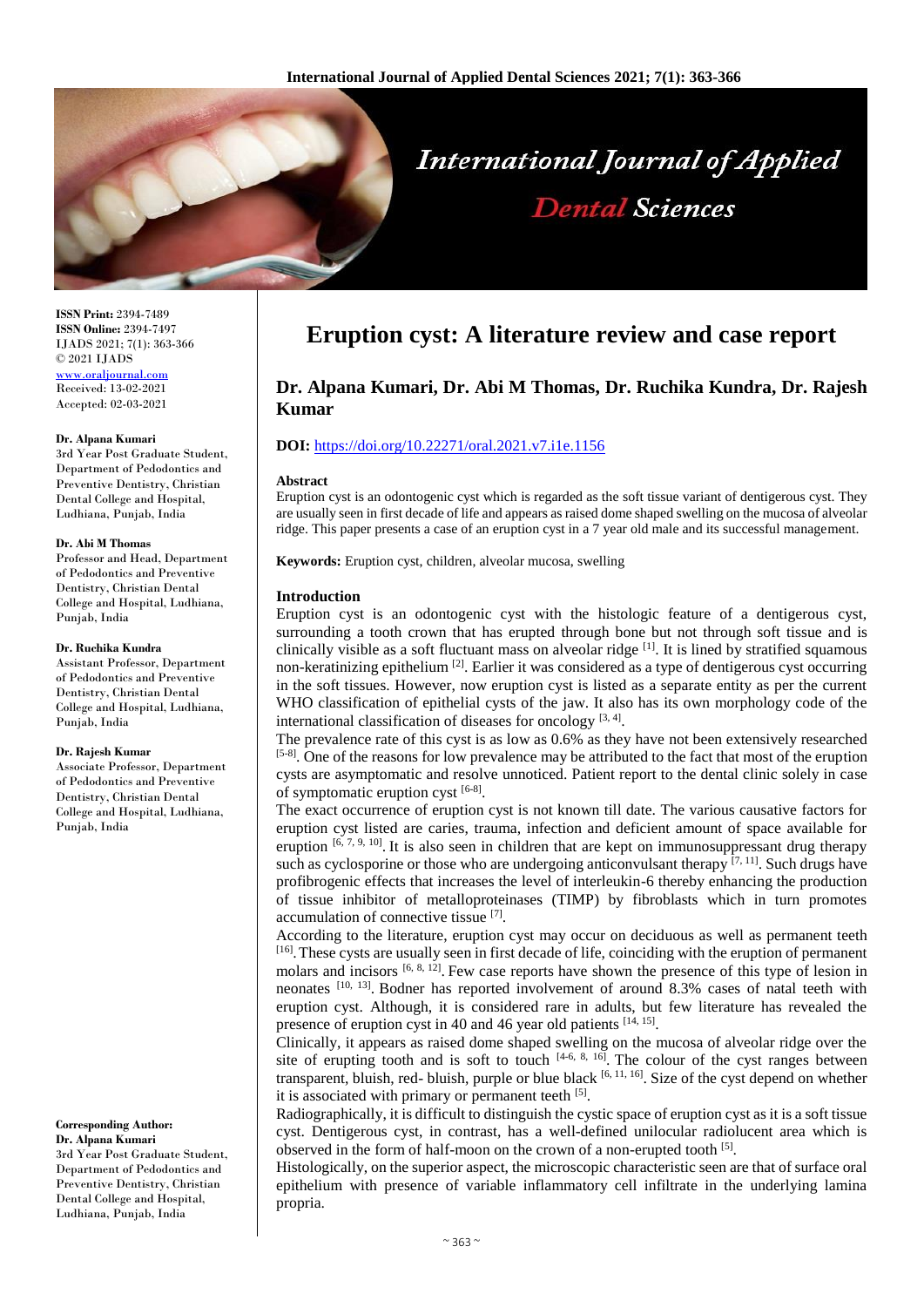# Eruption cyst: A literature review and case report

## Dr. Alpana Kumari, Dr. Abi M Thomas, Dr. Ruchika Kundra, Dr. Rajesh Kumar

**DOI:** https://doi.org/10.22271/oral.2021.v7.i1e.1156

**ISSN Print:** 2394-7489
**ISSN Online:** 2394-7497
IJADS 2021; 7(1): 363-366
© 2021 IJADS
www.oraljournal.com
Received: 13-02-2021
Accepted: 02-03-2021

**Dr. Alpana Kumari**
3rd Year Post Graduate Student, Department of Pedodontics and Preventive Dentistry, Christian Dental College and Hospital, Ludhiana, Punjab, India

**Dr. Abi M Thomas**
Professor and Head, Department of Pedodontics and Preventive Dentistry, Christian Dental College and Hospital, Ludhiana, Punjab, India

**Dr. Ruchika Kundra**
Assistant Professor, Department of Pedodontics and Preventive Dentistry, Christian Dental College and Hospital, Ludhiana, Punjab, India

**Dr. Rajesh Kumar**
Associate Professor, Department of Pedodontics and Preventive Dentistry, Christian Dental College and Hospital, Ludhiana, Punjab, India

**Corresponding Author:**
**Dr. Alpana Kumari**
3rd Year Post Graduate Student, Department of Pedodontics and Preventive Dentistry, Christian Dental College and Hospital, Ludhiana, Punjab, India

### Abstract

Eruption cyst is an odontogenic cyst which is regarded as the soft tissue variant of dentigerous cyst. They are usually seen in first decade of life and appears as raised dome shaped swelling on the mucosa of alveolar ridge. This paper presents a case of an eruption cyst in a 7 year old male and its successful management.

**Keywords:** Eruption cyst, children, alveolar mucosa, swelling

### Introduction

Eruption cyst is an odontogenic cyst with the histologic feature of a dentigerous cyst, surrounding a tooth crown that has erupted through bone but not through soft tissue and is clinically visible as a soft fluctuant mass on alveolar ridge [1]. It is lined by stratified squamous non-keratinizing epithelium [2]. Earlier it was considered as a type of dentigerous cyst occurring in the soft tissues. However, now eruption cyst is listed as a separate entity as per the current WHO classification of epithelial cysts of the jaw. It also has its own morphology code of the international classification of diseases for oncology [3, 4].

The prevalence rate of this cyst is as low as 0.6% as they have not been extensively researched [5-8]. One of the reasons for low prevalence may be attributed to the fact that most of the eruption cysts are asymptomatic and resolve unnoticed. Patient report to the dental clinic solely in case of symptomatic eruption cyst [6-8].

The exact occurrence of eruption cyst is not known till date. The various causative factors for eruption cyst listed are caries, trauma, infection and deficient amount of space available for eruption [6, 7, 9, 10]. It is also seen in children that are kept on immunosuppressant drug therapy such as cyclosporine or those who are undergoing anticonvulsant therapy [7, 11]. Such drugs have profibrogenic effects that increases the level of interleukin-6 thereby enhancing the production of tissue inhibitor of metalloproteinases (TIMP) by fibroblasts which in turn promotes accumulation of connective tissue [7].

According to the literature, eruption cyst may occur on deciduous as well as permanent teeth [16]. These cysts are usually seen in first decade of life, coinciding with the eruption of permanent molars and incisors [6, 8, 12]. Few case reports have shown the presence of this type of lesion in neonates [10, 13]. Bodner has reported involvement of around 8.3% cases of natal teeth with eruption cyst. Although, it is considered rare in adults, but few literature has revealed the presence of eruption cyst in 40 and 46 year old patients [14, 15].

Clinically, it appears as raised dome shaped swelling on the mucosa of alveolar ridge over the site of erupting tooth and is soft to touch [4-6, 8, 16]. The colour of the cyst ranges between transparent, bluish, red- bluish, purple or blue black [6, 11, 16]. Size of the cyst depend on whether it is associated with primary or permanent teeth [5].

Radiographically, it is difficult to distinguish the cystic space of eruption cyst as it is a soft tissue cyst. Dentigerous cyst, in contrast, has a well-defined unilocular radiolucent area which is observed in the form of half-moon on the crown of a non-erupted tooth [5].

Histologically, on the superior aspect, the microscopic characteristic seen are that of surface oral epithelium with presence of variable inflammatory cell infiltrate in the underlying lamina propria.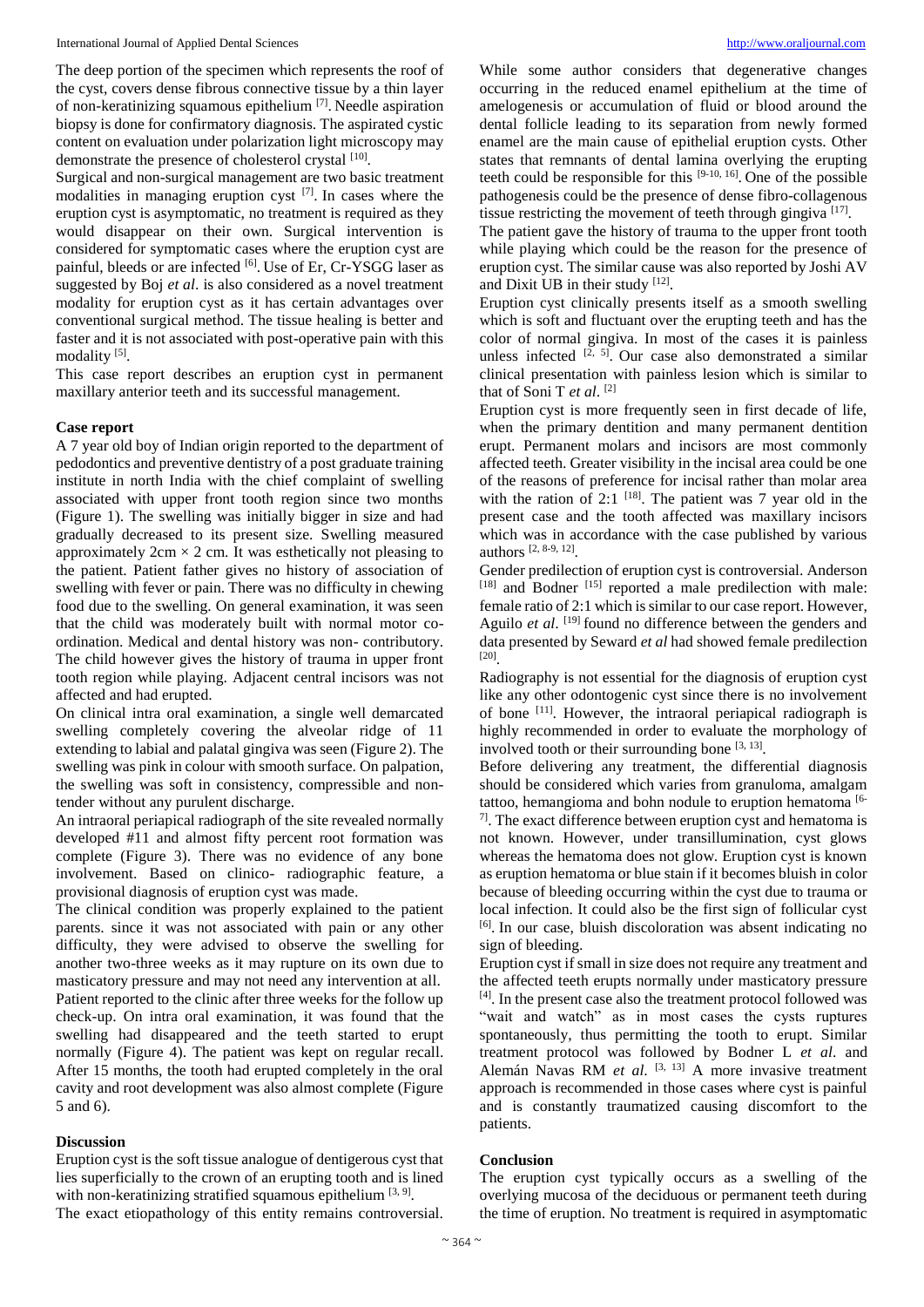The deep portion of the specimen which represents the roof of the cyst, covers dense fibrous connective tissue by a thin layer of non-keratinizing squamous epithelium [7]. Needle aspiration biopsy is done for confirmatory diagnosis. The aspirated cystic content on evaluation under polarization light microscopy may demonstrate the presence of cholesterol crystal [10].

Surgical and non-surgical management are two basic treatment modalities in managing eruption cyst [7]. In cases where the eruption cyst is asymptomatic, no treatment is required as they would disappear on their own. Surgical intervention is considered for symptomatic cases where the eruption cyst are painful, bleeds or are infected [6]. Use of Er, Cr-YSGG laser as suggested by Boj *et al*. is also considered as a novel treatment modality for eruption cyst as it has certain advantages over conventional surgical method. The tissue healing is better and faster and it is not associated with post-operative pain with this modality [5].

This case report describes an eruption cyst in permanent maxillary anterior teeth and its successful management.

## Case report

A 7 year old boy of Indian origin reported to the department of pedodontics and preventive dentistry of a post graduate training institute in north India with the chief complaint of swelling associated with upper front tooth region since two months (Figure 1). The swelling was initially bigger in size and had gradually decreased to its present size. Swelling measured approximately 2cm × 2 cm. It was esthetically not pleasing to the patient. Patient father gives no history of association of swelling with fever or pain. There was no difficulty in chewing food due to the swelling. On general examination, it was seen that the child was moderately built with normal motor co-ordination. Medical and dental history was non- contributory. The child however gives the history of trauma in upper front tooth region while playing. Adjacent central incisors was not affected and had erupted.

On clinical intra oral examination, a single well demarcated swelling completely covering the alveolar ridge of 11 extending to labial and palatal gingiva was seen (Figure 2). The swelling was pink in colour with smooth surface. On palpation, the swelling was soft in consistency, compressible and non-tender without any purulent discharge.

An intraoral periapical radiograph of the site revealed normally developed #11 and almost fifty percent root formation was complete (Figure 3). There was no evidence of any bone involvement. Based on clinico- radiographic feature, a provisional diagnosis of eruption cyst was made.

The clinical condition was properly explained to the patient parents. since it was not associated with pain or any other difficulty, they were advised to observe the swelling for another two-three weeks as it may rupture on its own due to masticatory pressure and may not need any intervention at all. Patient reported to the clinic after three weeks for the follow up check-up. On intra oral examination, it was found that the swelling had disappeared and the teeth started to erupt normally (Figure 4). The patient was kept on regular recall. After 15 months, the tooth had erupted completely in the oral cavity and root development was also almost complete (Figure 5 and 6).

## Discussion

Eruption cyst is the soft tissue analogue of dentigerous cyst that lies superficially to the crown of an erupting tooth and is lined with non-keratinizing stratified squamous epithelium [3, 9].

The exact etiopathology of this entity remains controversial. While some author considers that degenerative changes occurring in the reduced enamel epithelium at the time of amelogenesis or accumulation of fluid or blood around the dental follicle leading to its separation from newly formed enamel are the main cause of epithelial eruption cysts. Other states that remnants of dental lamina overlying the erupting teeth could be responsible for this [9-10, 16]. One of the possible pathogenesis could be the presence of dense fibro-collagenous tissue restricting the movement of teeth through gingiva [17].

The patient gave the history of trauma to the upper front tooth while playing which could be the reason for the presence of eruption cyst. The similar cause was also reported by Joshi AV and Dixit UB in their study [12].

Eruption cyst clinically presents itself as a smooth swelling which is soft and fluctuant over the erupting teeth and has the color of normal gingiva. In most of the cases it is painless unless infected [2, 5]. Our case also demonstrated a similar clinical presentation with painless lesion which is similar to that of Soni T *et al*. [2]

Eruption cyst is more frequently seen in first decade of life, when the primary dentition and many permanent dentition erupt. Permanent molars and incisors are most commonly affected teeth. Greater visibility in the incisal area could be one of the reasons of preference for incisal rather than molar area with the ration of 2:1 [18]. The patient was 7 year old in the present case and the tooth affected was maxillary incisors which was in accordance with the case published by various authors [2, 8-9, 12].

Gender predilection of eruption cyst is controversial. Anderson [18] and Bodner [15] reported a male predilection with male: female ratio of 2:1 which is similar to our case report. However, Aguilo *et al*. [19] found no difference between the genders and data presented by Seward *et al* had showed female predilection [20].

Radiography is not essential for the diagnosis of eruption cyst like any other odontogenic cyst since there is no involvement of bone [11]. However, the intraoral periapical radiograph is highly recommended in order to evaluate the morphology of involved tooth or their surrounding bone [3, 13].

Before delivering any treatment, the differential diagnosis should be considered which varies from granuloma, amalgam tattoo, hemangioma and bohn nodule to eruption hematoma [6-7]. The exact difference between eruption cyst and hematoma is not known. However, under transillumination, cyst glows whereas the hematoma does not glow. Eruption cyst is known as eruption hematoma or blue stain if it becomes bluish in color because of bleeding occurring within the cyst due to trauma or local infection. It could also be the first sign of follicular cyst [6]. In our case, bluish discoloration was absent indicating no sign of bleeding.

Eruption cyst if small in size does not require any treatment and the affected teeth erupts normally under masticatory pressure [4]. In the present case also the treatment protocol followed was "wait and watch" as in most cases the cysts ruptures spontaneously, thus permitting the tooth to erupt. Similar treatment protocol was followed by Bodner L *et al*. and Alemán Navas RM *et al*. [3, 13] A more invasive treatment approach is recommended in those cases where cyst is painful and is constantly traumatized causing discomfort to the patients.

## Conclusion

The eruption cyst typically occurs as a swelling of the overlying mucosa of the deciduous or permanent teeth during the time of eruption. No treatment is required in asymptomatic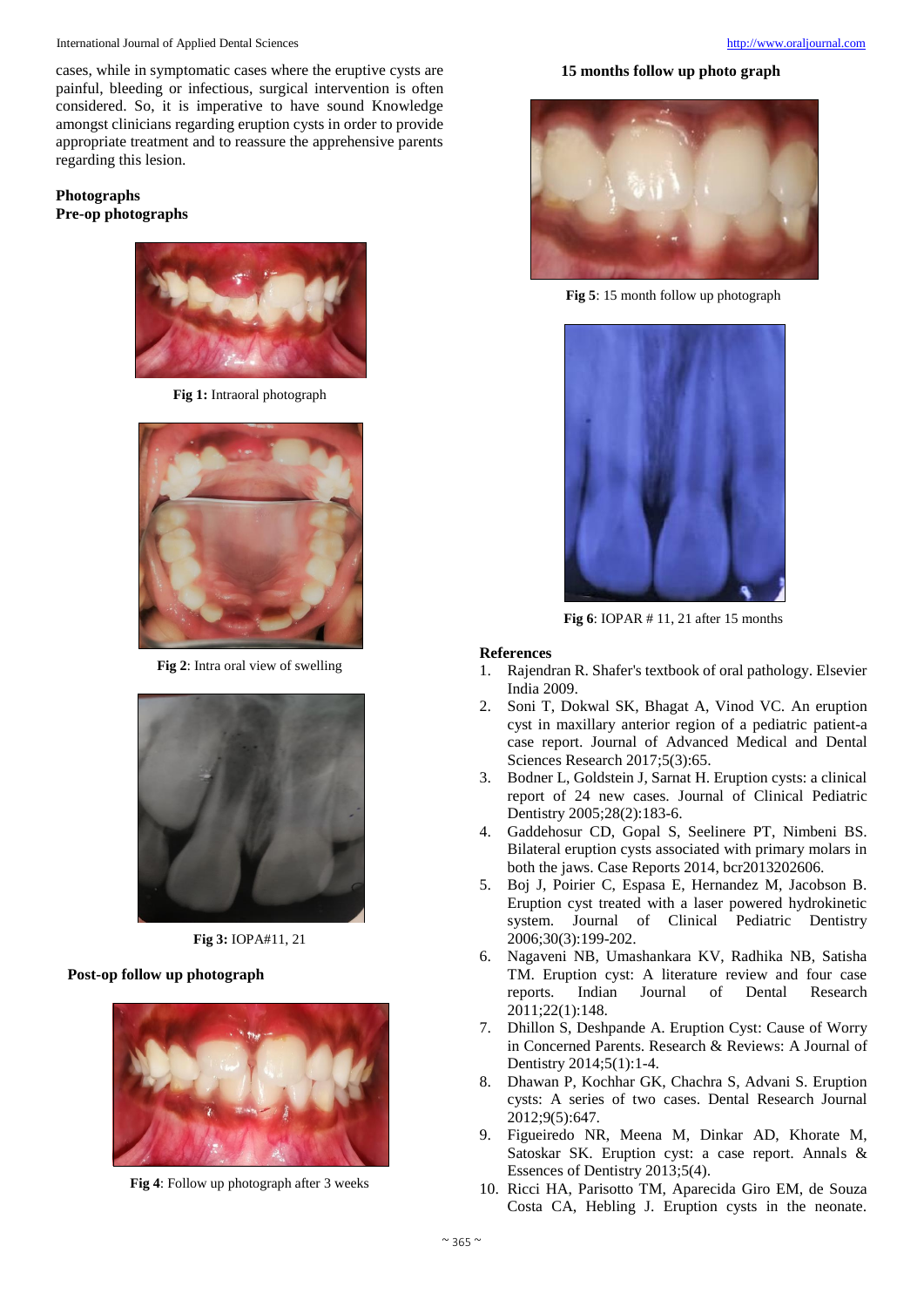cases, while in symptomatic cases where the eruptive cysts are painful, bleeding or infectious, surgical intervention is often considered. So, it is imperative to have sound Knowledge amongst clinicians regarding eruption cysts in order to provide appropriate treatment and to reassure the apprehensive parents regarding this lesion.

**Photographs**
**Pre-op photographs**

**Fig 1:** Intraoral photograph

**Fig 2**: Intra oral view of swelling

**Fig 3:** IOPA#11, 21

**Post-op follow up photograph**

**Fig 4**: Follow up photograph after 3 weeks

**15 months follow up photo graph**

**Fig 5**: 15 month follow up photograph

**Fig 6**: IOPAR # 11, 21 after 15 months

## References

1. Rajendran R. Shafer's textbook of oral pathology. Elsevier India 2009.
2. Soni T, Dokwal SK, Bhagat A, Vinod VC. An eruption cyst in maxillary anterior region of a pediatric patient-a case report. Journal of Advanced Medical and Dental Sciences Research 2017;5(3):65.
3. Bodner L, Goldstein J, Sarnat H. Eruption cysts: a clinical report of 24 new cases. Journal of Clinical Pediatric Dentistry 2005;28(2):183-6.
4. Gaddehosur CD, Gopal S, Seelinere PT, Nimbeni BS. Bilateral eruption cysts associated with primary molars in both the jaws. Case Reports 2014, bcr2013202606.
5. Boj J, Poirier C, Espasa E, Hernandez M, Jacobson B. Eruption cyst treated with a laser powered hydrokinetic system. Journal of Clinical Pediatric Dentistry 2006;30(3):199-202.
6. Nagaveni NB, Umashankara KV, Radhika NB, Satisha TM. Eruption cyst: A literature review and four case reports. Indian Journal of Dental Research 2011;22(1):148.
7. Dhillon S, Deshpande A. Eruption Cyst: Cause of Worry in Concerned Parents. Research & Reviews: A Journal of Dentistry 2014;5(1):1-4.
8. Dhawan P, Kochhar GK, Chachra S, Advani S. Eruption cysts: A series of two cases. Dental Research Journal 2012;9(5):647.
9. Figueiredo NR, Meena M, Dinkar AD, Khorate M, Satoskar SK. Eruption cyst: a case report. Annals & Essences of Dentistry 2013;5(4).
10. Ricci HA, Parisotto TM, Aparecida Giro EM, de Souza Costa CA, Hebling J. Eruption cysts in the neonate.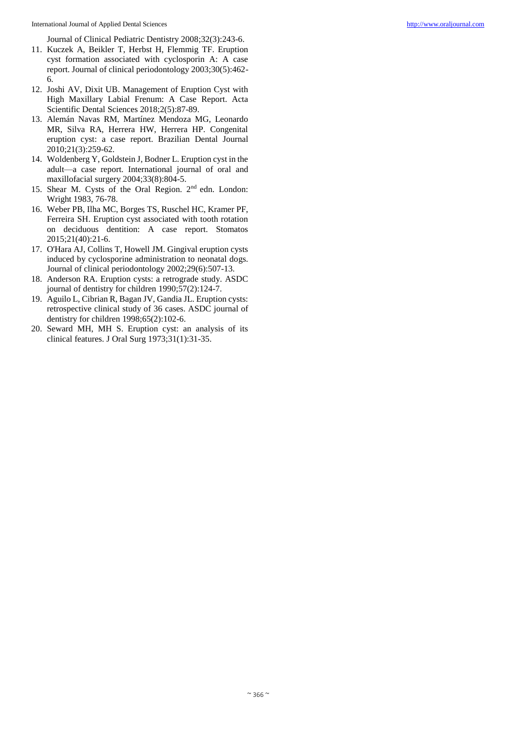Journal of Clinical Pediatric Dentistry 2008;32(3):243-6.

11. Kuczek A, Beikler T, Herbst H, Flemmig TF. Eruption cyst formation associated with cyclosporin A: A case report. Journal of clinical periodontology 2003;30(5):462-6.
12. Joshi AV, Dixit UB. Management of Eruption Cyst with High Maxillary Labial Frenum: A Case Report. Acta Scientific Dental Sciences 2018;2(5):87-89.
13. Alemán Navas RM, Martínez Mendoza MG, Leonardo MR, Silva RA, Herrera HW, Herrera HP. Congenital eruption cyst: a case report. Brazilian Dental Journal 2010;21(3):259-62.
14. Woldenberg Y, Goldstein J, Bodner L. Eruption cyst in the adult—a case report. International journal of oral and maxillofacial surgery 2004;33(8):804-5.
15. Shear M. Cysts of the Oral Region. 2nd edn. London: Wright 1983, 76-78.
16. Weber PB, Ilha MC, Borges TS, Ruschel HC, Kramer PF, Ferreira SH. Eruption cyst associated with tooth rotation on deciduous dentition: A case report. Stomatos 2015;21(40):21-6.
17. O'Hara AJ, Collins T, Howell JM. Gingival eruption cysts induced by cyclosporine administration to neonatal dogs. Journal of clinical periodontology 2002;29(6):507-13.
18. Anderson RA. Eruption cysts: a retrograde study. ASDC journal of dentistry for children 1990;57(2):124-7.
19. Aguilo L, Cibrian R, Bagan JV, Gandia JL. Eruption cysts: retrospective clinical study of 36 cases. ASDC journal of dentistry for children 1998;65(2):102-6.
20. Seward MH, MH S. Eruption cyst: an analysis of its clinical features. J Oral Surg 1973;31(1):31-35.